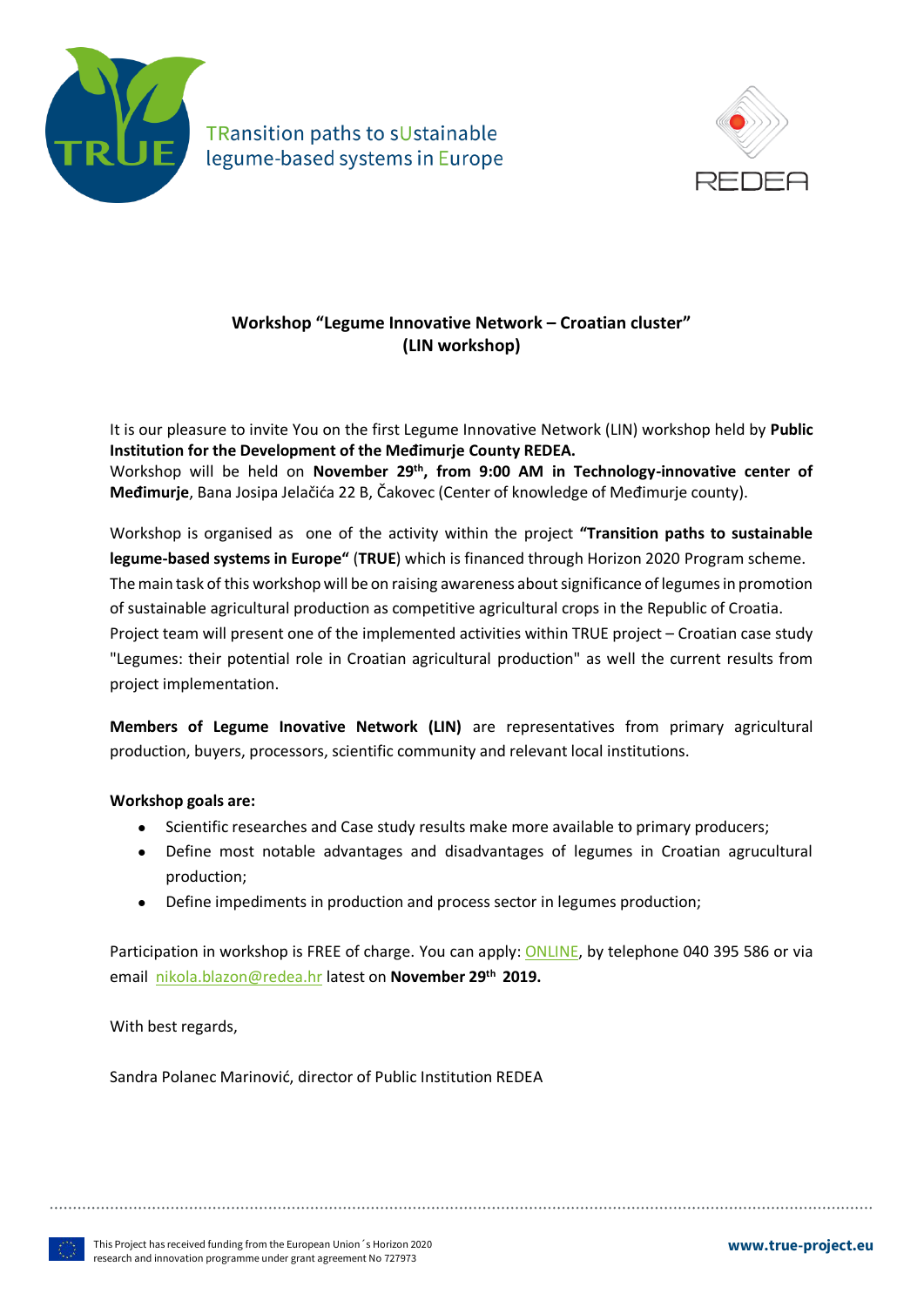TRansition paths to sUstainable legume-based systems in Europe

REDEA

**Workshop "Legume Innovative Network – Croatian cluster" (LIN workshop)**

It is our pleasure to invite You on the first Legume Innovative Network (LIN) workshop held by **Public Institution for the Development of the Međimurje County REDEA.**
Workshop will be held on **November 29th, from 9:00 AM in Technology-innovative center of Međimurje**, Bana Josipa Jelačića 22 B, Čakovec (Center of knowledge of Međimurje county).

Workshop is organised as one of the activity within the project **"Transition paths to sustainable legume-based systems in Europe"** (**TRUE**) which is financed through Horizon 2020 Program scheme. The main task of this workshop will be on raising awareness about significance of legumes in promotion of sustainable agricultural production as competitive agricultural crops in the Republic of Croatia. Project team will present one of the implemented activities within TRUE project – Croatian case study "Legumes: their potential role in Croatian agricultural production" as well the current results from project implementation.

**Members of Legume Inovative Network (LIN)** are representatives from primary agricultural production, buyers, processors, scientific community and relevant local institutions.

**Workshop goals are:**

- Scientific researches and Case study results make more available to primary producers;
- Define most notable advantages and disadvantages of legumes in Croatian agrucultural production;
- Define impediments in production and process sector in legumes production;

Participation in workshop is FREE of charge. You can apply: ONLINE, by telephone 040 395 586 or via email nikola.blazon@redea.hr latest on **November 29th 2019.**

With best regards,

Sandra Polanec Marinović, director of Public Institution REDEA

This Project has received funding from the European Union´s Horizon 2020 research and innovation programme under grant agreement No 727973

**www.true-project.eu**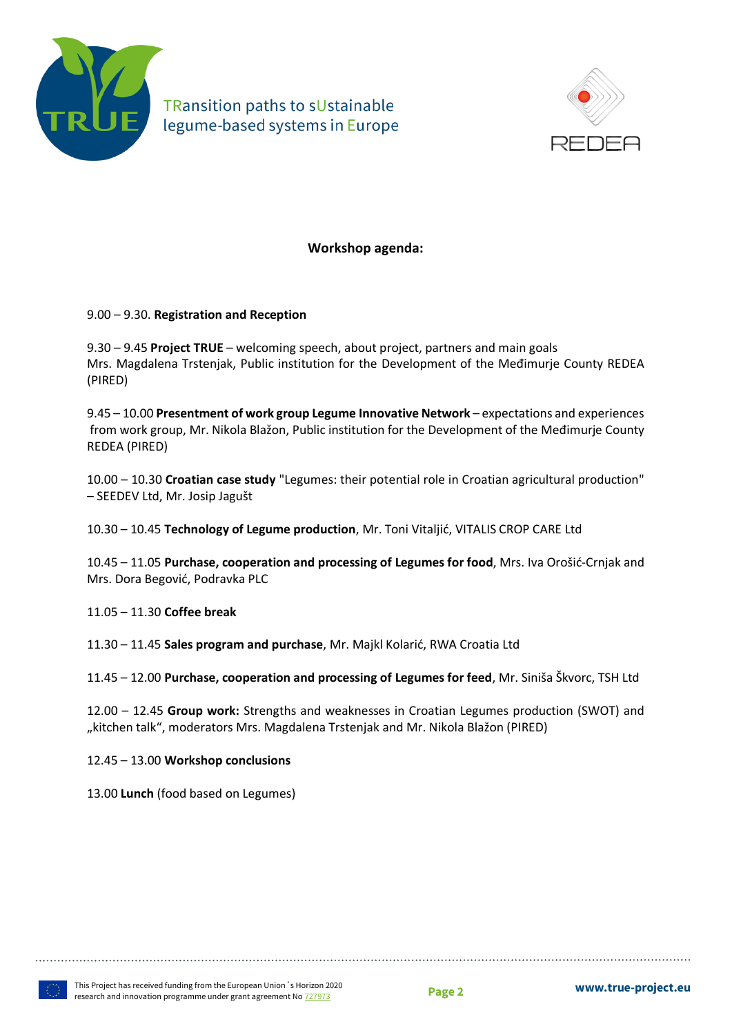TRansition paths to sUstainable legume-based systems in Europe

**Workshop agenda:**

9.00 – 9.30. **Registration and Reception**

9.30 – 9.45 **Project TRUE** – welcoming speech, about project, partners and main goals
Mrs. Magdalena Trstenjak, Public institution for the Development of the Međimurje County REDEA (PIRED)

9.45 – 10.00 **Presentment of work group Legume Innovative Network** – expectations and experiences from work group, Mr. Nikola Blažon, Public institution for the Development of the Međimurje County REDEA (PIRED)

10.00 – 10.30 **Croatian case study** "Legumes: their potential role in Croatian agricultural production" – SEEDEV Ltd, Mr. Josip Jagušt

10.30 – 10.45 **Technology of Legume production**, Mr. Toni Vitaljić, VITALIS CROP CARE Ltd

10.45 – 11.05 **Purchase, cooperation and processing of Legumes for food**, Mrs. Iva Orošić-Crnjak and Mrs. Dora Begović, Podravka PLC

11.05 – 11.30 **Coffee break**

11.30 – 11.45 **Sales program and purchase**, Mr. Majkl Kolarić, RWA Croatia Ltd

11.45 – 12.00 **Purchase, cooperation and processing of Legumes for feed**, Mr. Siniša Škvorc, TSH Ltd

12.00 – 12.45 **Group work:** Strengths and weaknesses in Croatian Legumes production (SWOT) and „kitchen talk", moderators Mrs. Magdalena Trstenjak and Mr. Nikola Blažon (PIRED)

12.45 – 13.00 **Workshop conclusions**

13.00 **Lunch** (food based on Legumes)

This Project has received funding from the European Union´s Horizon 2020 research and innovation programme under grant agreement No 727973

www.true-project.eu